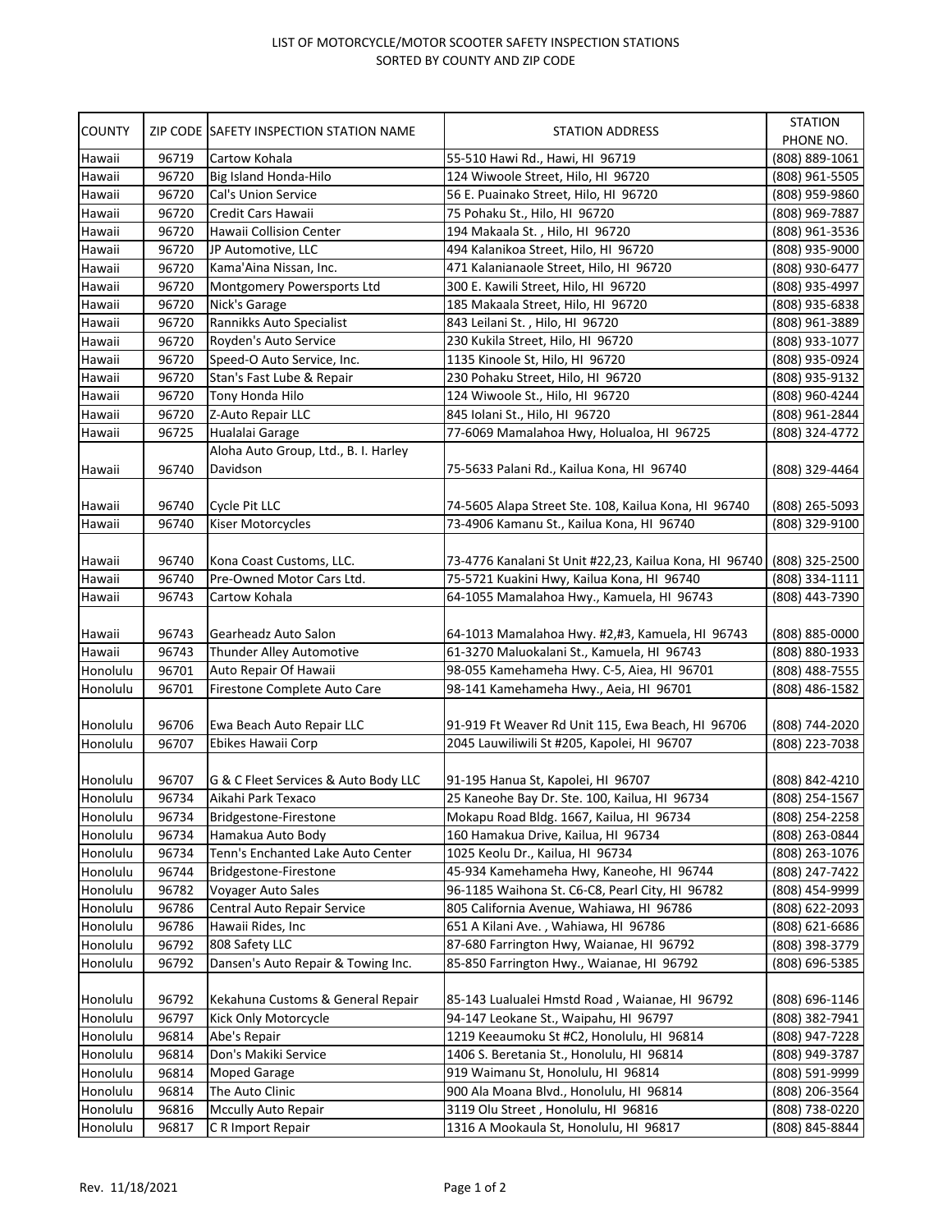# LIST OF MOTORCYCLE/MOTOR SCOOTER SAFETY INSPECTION STATIONS
## SORTED BY COUNTY AND ZIP CODE

| COUNTY | ZIP CODE | SAFETY INSPECTION STATION NAME | STATION ADDRESS | STATION PHONE NO. |
|---|---|---|---|---|
| Hawaii | 96719 | Cartow Kohala | 55-510 Hawi Rd., Hawi, HI 96719 | (808) 889-1061 |
| Hawaii | 96720 | Big Island Honda-Hilo | 124 Wiwoole Street, Hilo, HI 96720 | (808) 961-5505 |
| Hawaii | 96720 | Cal's Union Service | 56 E. Puainako Street, Hilo, HI 96720 | (808) 959-9860 |
| Hawaii | 96720 | Credit Cars Hawaii | 75 Pohaku St., Hilo, HI 96720 | (808) 969-7887 |
| Hawaii | 96720 | Hawaii Collision Center | 194 Makaala St. , Hilo, HI 96720 | (808) 961-3536 |
| Hawaii | 96720 | JP Automotive, LLC | 494 Kalanikoa Street, Hilo, HI 96720 | (808) 935-9000 |
| Hawaii | 96720 | Kama'Aina Nissan, Inc. | 471 Kalanianaole Street, Hilo, HI 96720 | (808) 930-6477 |
| Hawaii | 96720 | Montgomery Powersports Ltd | 300 E. Kawili Street, Hilo, HI 96720 | (808) 935-4997 |
| Hawaii | 96720 | Nick's Garage | 185 Makaala Street, Hilo, HI 96720 | (808) 935-6838 |
| Hawaii | 96720 | Rannikks Auto Specialist | 843 Leilani St. , Hilo, HI 96720 | (808) 961-3889 |
| Hawaii | 96720 | Royden's Auto Service | 230 Kukila Street, Hilo, HI 96720 | (808) 933-1077 |
| Hawaii | 96720 | Speed-O Auto Service, Inc. | 1135 Kinoole St, Hilo, HI 96720 | (808) 935-0924 |
| Hawaii | 96720 | Stan's Fast Lube & Repair | 230 Pohaku Street, Hilo, HI 96720 | (808) 935-9132 |
| Hawaii | 96720 | Tony Honda Hilo | 124 Wiwoole St., Hilo, HI 96720 | (808) 960-4244 |
| Hawaii | 96720 | Z-Auto Repair LLC | 845 Iolani St., Hilo, HI 96720 | (808) 961-2844 |
| Hawaii | 96725 | Hualalai Garage | 77-6069 Mamalahoa Hwy, Holualoa, HI 96725 | (808) 324-4772 |
| Hawaii | 96740 | Aloha Auto Group, Ltd., B. I. Harley Davidson | 75-5633 Palani Rd., Kailua Kona, HI 96740 | (808) 329-4464 |
| Hawaii | 96740 | Cycle Pit LLC | 74-5605 Alapa Street Ste. 108, Kailua Kona, HI 96740 | (808) 265-5093 |
| Hawaii | 96740 | Kiser Motorcycles | 73-4906 Kamanu St., Kailua Kona, HI 96740 | (808) 329-9100 |
| Hawaii | 96740 | Kona Coast Customs, LLC. | 73-4776 Kanalani St Unit #22,23, Kailua Kona, HI 96740 | (808) 325-2500 |
| Hawaii | 96740 | Pre-Owned Motor Cars Ltd. | 75-5721 Kuakini Hwy, Kailua Kona, HI 96740 | (808) 334-1111 |
| Hawaii | 96743 | Cartow Kohala | 64-1055 Mamalahoa Hwy., Kamuela, HI 96743 | (808) 443-7390 |
| Hawaii | 96743 | Gearheadz Auto Salon | 64-1013 Mamalahoa Hwy. #2,#3, Kamuela, HI 96743 | (808) 885-0000 |
| Hawaii | 96743 | Thunder Alley Automotive | 61-3270 Maluokalani St., Kamuela, HI 96743 | (808) 880-1933 |
| Honolulu | 96701 | Auto Repair Of Hawaii | 98-055 Kamehameha Hwy. C-5, Aiea, HI 96701 | (808) 488-7555 |
| Honolulu | 96701 | Firestone Complete Auto Care | 98-141 Kamehameha Hwy., Aeia, HI 96701 | (808) 486-1582 |
| Honolulu | 96706 | Ewa Beach Auto Repair LLC | 91-919 Ft Weaver Rd Unit 115, Ewa Beach, HI 96706 | (808) 744-2020 |
| Honolulu | 96707 | Ebikes Hawaii Corp | 2045 Lauwiliwili St #205, Kapolei, HI 96707 | (808) 223-7038 |
| Honolulu | 96707 | G & C Fleet Services & Auto Body LLC | 91-195 Hanua St, Kapolei, HI 96707 | (808) 842-4210 |
| Honolulu | 96734 | Aikahi Park Texaco | 25 Kaneohe Bay Dr. Ste. 100, Kailua, HI 96734 | (808) 254-1567 |
| Honolulu | 96734 | Bridgestone-Firestone | Mokapu Road Bldg. 1667, Kailua, HI 96734 | (808) 254-2258 |
| Honolulu | 96734 | Hamakua Auto Body | 160 Hamakua Drive, Kailua, HI 96734 | (808) 263-0844 |
| Honolulu | 96734 | Tenn's Enchanted Lake Auto Center | 1025 Keolu Dr., Kailua, HI 96734 | (808) 263-1076 |
| Honolulu | 96744 | Bridgestone-Firestone | 45-934 Kamehameha Hwy, Kaneohe, HI 96744 | (808) 247-7422 |
| Honolulu | 96782 | Voyager Auto Sales | 96-1185 Waihona St. C6-C8, Pearl City, HI 96782 | (808) 454-9999 |
| Honolulu | 96786 | Central Auto Repair Service | 805 California Avenue, Wahiawa, HI 96786 | (808) 622-2093 |
| Honolulu | 96786 | Hawaii Rides, Inc | 651 A Kilani Ave. , Wahiawa, HI 96786 | (808) 621-6686 |
| Honolulu | 96792 | 808 Safety LLC | 87-680 Farrington Hwy, Waianae, HI 96792 | (808) 398-3779 |
| Honolulu | 96792 | Dansen's Auto Repair & Towing Inc. | 85-850 Farrington Hwy., Waianae, HI 96792 | (808) 696-5385 |
| Honolulu | 96792 | Kekahuna Customs & General Repair | 85-143 Lualualei Hmstd Road , Waianae, HI 96792 | (808) 696-1146 |
| Honolulu | 96797 | Kick Only Motorcycle | 94-147 Leokane St., Waipahu, HI 96797 | (808) 382-7941 |
| Honolulu | 96814 | Abe's Repair | 1219 Keeaumoku St #C2, Honolulu, HI 96814 | (808) 947-7228 |
| Honolulu | 96814 | Don's Makiki Service | 1406 S. Beretania St., Honolulu, HI 96814 | (808) 949-3787 |
| Honolulu | 96814 | Moped Garage | 919 Waimanu St, Honolulu, HI 96814 | (808) 591-9999 |
| Honolulu | 96814 | The Auto Clinic | 900 Ala Moana Blvd., Honolulu, HI 96814 | (808) 206-3564 |
| Honolulu | 96816 | Mccully Auto Repair | 3119 Olu Street , Honolulu, HI 96816 | (808) 738-0220 |
| Honolulu | 96817 | C R Import Repair | 1316 A Mookaula St, Honolulu, HI 96817 | (808) 845-8844 |

Rev. 11/18/2021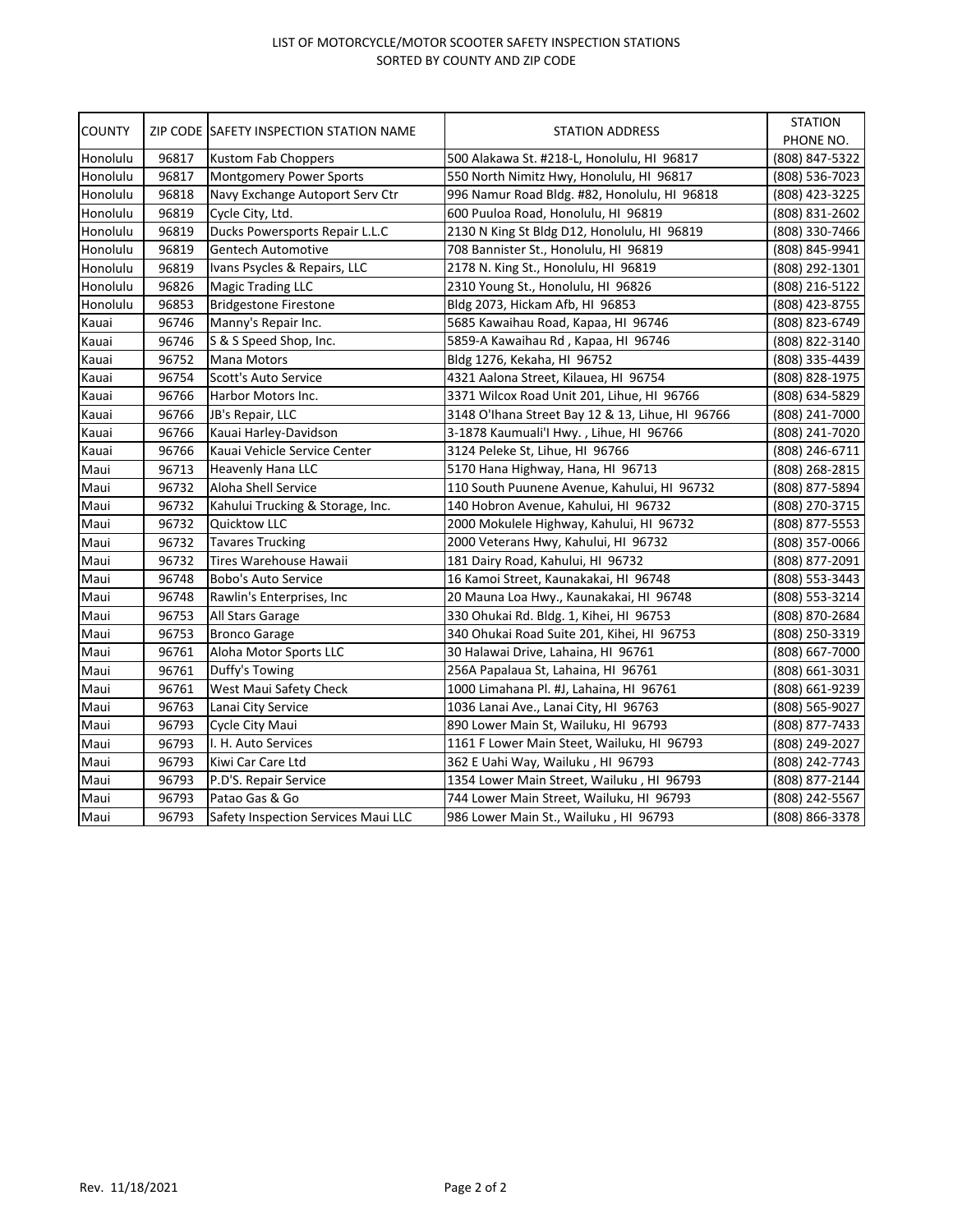LIST OF MOTORCYCLE/MOTOR SCOOTER SAFETY INSPECTION STATIONS
SORTED BY COUNTY AND ZIP CODE

| COUNTY | ZIP CODE | SAFETY INSPECTION STATION NAME | STATION ADDRESS | STATION PHONE NO. |
|---|---|---|---|---|
| Honolulu | 96817 | Kustom Fab Choppers | 500 Alakawa St. #218-L, Honolulu, HI 96817 | (808) 847-5322 |
| Honolulu | 96817 | Montgomery Power Sports | 550 North Nimitz Hwy, Honolulu, HI 96817 | (808) 536-7023 |
| Honolulu | 96818 | Navy Exchange Autoport Serv Ctr | 996 Namur Road Bldg. #82, Honolulu, HI 96818 | (808) 423-3225 |
| Honolulu | 96819 | Cycle City, Ltd. | 600 Puuloa Road, Honolulu, HI 96819 | (808) 831-2602 |
| Honolulu | 96819 | Ducks Powersports Repair L.L.C | 2130 N King St Bldg D12, Honolulu, HI 96819 | (808) 330-7466 |
| Honolulu | 96819 | Gentech Automotive | 708 Bannister St., Honolulu, HI 96819 | (808) 845-9941 |
| Honolulu | 96819 | Ivans Psycles & Repairs, LLC | 2178 N. King St., Honolulu, HI 96819 | (808) 292-1301 |
| Honolulu | 96826 | Magic Trading LLC | 2310 Young St., Honolulu, HI 96826 | (808) 216-5122 |
| Honolulu | 96853 | Bridgestone Firestone | Bldg 2073, Hickam Afb, HI 96853 | (808) 423-8755 |
| Kauai | 96746 | Manny's Repair Inc. | 5685 Kawaihau Road, Kapaa, HI 96746 | (808) 823-6749 |
| Kauai | 96746 | S & S Speed Shop, Inc. | 5859-A Kawaihau Rd , Kapaa, HI 96746 | (808) 822-3140 |
| Kauai | 96752 | Mana Motors | Bldg 1276, Kekaha, HI 96752 | (808) 335-4439 |
| Kauai | 96754 | Scott's Auto Service | 4321 Aalona Street, Kilauea, HI 96754 | (808) 828-1975 |
| Kauai | 96766 | Harbor Motors Inc. | 3371 Wilcox Road Unit 201, Lihue, HI 96766 | (808) 634-5829 |
| Kauai | 96766 | JB's Repair, LLC | 3148 O'Ihana Street Bay 12 & 13, Lihue, HI 96766 | (808) 241-7000 |
| Kauai | 96766 | Kauai Harley-Davidson | 3-1878 Kaumuali'I Hwy. , Lihue, HI 96766 | (808) 241-7020 |
| Kauai | 96766 | Kauai Vehicle Service Center | 3124 Peleke St, Lihue, HI 96766 | (808) 246-6711 |
| Maui | 96713 | Heavenly Hana LLC | 5170 Hana Highway, Hana, HI 96713 | (808) 268-2815 |
| Maui | 96732 | Aloha Shell Service | 110 South Puunene Avenue, Kahului, HI 96732 | (808) 877-5894 |
| Maui | 96732 | Kahului Trucking & Storage, Inc. | 140 Hobron Avenue, Kahului, HI 96732 | (808) 270-3715 |
| Maui | 96732 | Quicktow LLC | 2000 Mokulele Highway, Kahului, HI 96732 | (808) 877-5553 |
| Maui | 96732 | Tavares Trucking | 2000 Veterans Hwy, Kahului, HI 96732 | (808) 357-0066 |
| Maui | 96732 | Tires Warehouse Hawaii | 181 Dairy Road, Kahului, HI 96732 | (808) 877-2091 |
| Maui | 96748 | Bobo's Auto Service | 16 Kamoi Street, Kaunakakai, HI 96748 | (808) 553-3443 |
| Maui | 96748 | Rawlin's Enterprises, Inc | 20 Mauna Loa Hwy., Kaunakakai, HI 96748 | (808) 553-3214 |
| Maui | 96753 | All Stars Garage | 330 Ohukai Rd. Bldg. 1, Kihei, HI 96753 | (808) 870-2684 |
| Maui | 96753 | Bronco Garage | 340 Ohukai Road Suite 201, Kihei, HI 96753 | (808) 250-3319 |
| Maui | 96761 | Aloha Motor Sports LLC | 30 Halawai Drive, Lahaina, HI 96761 | (808) 667-7000 |
| Maui | 96761 | Duffy's Towing | 256A Papalaua St, Lahaina, HI 96761 | (808) 661-3031 |
| Maui | 96761 | West Maui Safety Check | 1000 Limahana Pl. #J, Lahaina, HI 96761 | (808) 661-9239 |
| Maui | 96763 | Lanai City Service | 1036 Lanai Ave., Lanai City, HI 96763 | (808) 565-9027 |
| Maui | 96793 | Cycle City Maui | 890 Lower Main St, Wailuku, HI 96793 | (808) 877-7433 |
| Maui | 96793 | I. H. Auto Services | 1161 F Lower Main Steet, Wailuku, HI 96793 | (808) 249-2027 |
| Maui | 96793 | Kiwi Car Care Ltd | 362 E Uahi Way, Wailuku , HI 96793 | (808) 242-7743 |
| Maui | 96793 | P.D'S. Repair Service | 1354 Lower Main Street, Wailuku , HI 96793 | (808) 877-2144 |
| Maui | 96793 | Patao Gas & Go | 744 Lower Main Street, Wailuku, HI 96793 | (808) 242-5567 |
| Maui | 96793 | Safety Inspection Services Maui LLC | 986 Lower Main St., Wailuku , HI 96793 | (808) 866-3378 |

Rev. 11/18/2021